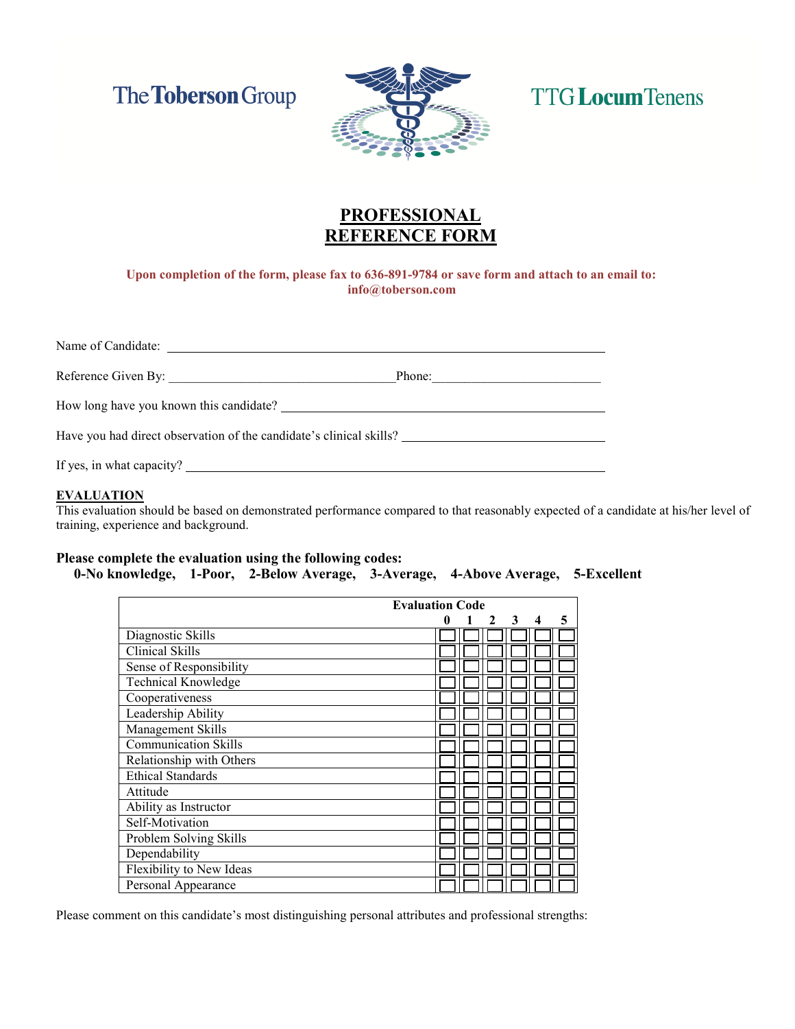The Toberson Group

TTG Locum Tenens

# PROFESSIONAL REFERENCE FORM

**Upon completion of the form, please fax to 636-891-9784 or save form and attach to an email to: info@toberson.com**

Name of Candidate: ______________________________________________

Reference Given By: ______________________ Phone: ______________________

How long have you known this candidate? ______________________________

Have you had direct observation of the candidate's clinical skills? ______________________

If yes, in what capacity? ______________________________________________

## EVALUATION

This evaluation should be based on demonstrated performance compared to that reasonably expected of a candidate at his/her level of training, experience and background.

**Please complete the evaluation using the following codes:**
**0-No knowledge, 1-Poor, 2-Below Average, 3-Average, 4-Above Average, 5-Excellent**

| | Evaluation Code | | | | | |
|---|---|---|---|---|---|---|
| | 0 | 1 | 2 | 3 | 4 | 5 |
| Diagnostic Skills | ☐ | ☐ | ☐ | ☐ | ☐ | ☐ |
| Clinical Skills | ☐ | ☐ | ☐ | ☐ | ☐ | ☐ |
| Sense of Responsibility | ☐ | ☐ | ☐ | ☐ | ☐ | ☐ |
| Technical Knowledge | ☐ | ☐ | ☐ | ☐ | ☐ | ☐ |
| Cooperativeness | ☐ | ☐ | ☐ | ☐ | ☐ | ☐ |
| Leadership Ability | ☐ | ☐ | ☐ | ☐ | ☐ | ☐ |
| Management Skills | ☐ | ☐ | ☐ | ☐ | ☐ | ☐ |
| Communication Skills | ☐ | ☐ | ☐ | ☐ | ☐ | ☐ |
| Relationship with Others | ☐ | ☐ | ☐ | ☐ | ☐ | ☐ |
| Ethical Standards | ☐ | ☐ | ☐ | ☐ | ☐ | ☐ |
| Attitude | ☐ | ☐ | ☐ | ☐ | ☐ | ☐ |
| Ability as Instructor | ☐ | ☐ | ☐ | ☐ | ☐ | ☐ |
| Self-Motivation | ☐ | ☐ | ☐ | ☐ | ☐ | ☐ |
| Problem Solving Skills | ☐ | ☐ | ☐ | ☐ | ☐ | ☐ |
| Dependability | ☐ | ☐ | ☐ | ☐ | ☐ | ☐ |
| Flexibility to New Ideas | ☐ | ☐ | ☐ | ☐ | ☐ | ☐ |
| Personal Appearance | ☐ | ☐ | ☐ | ☐ | ☐ | ☐ |

Please comment on this candidate's most distinguishing personal attributes and professional strengths: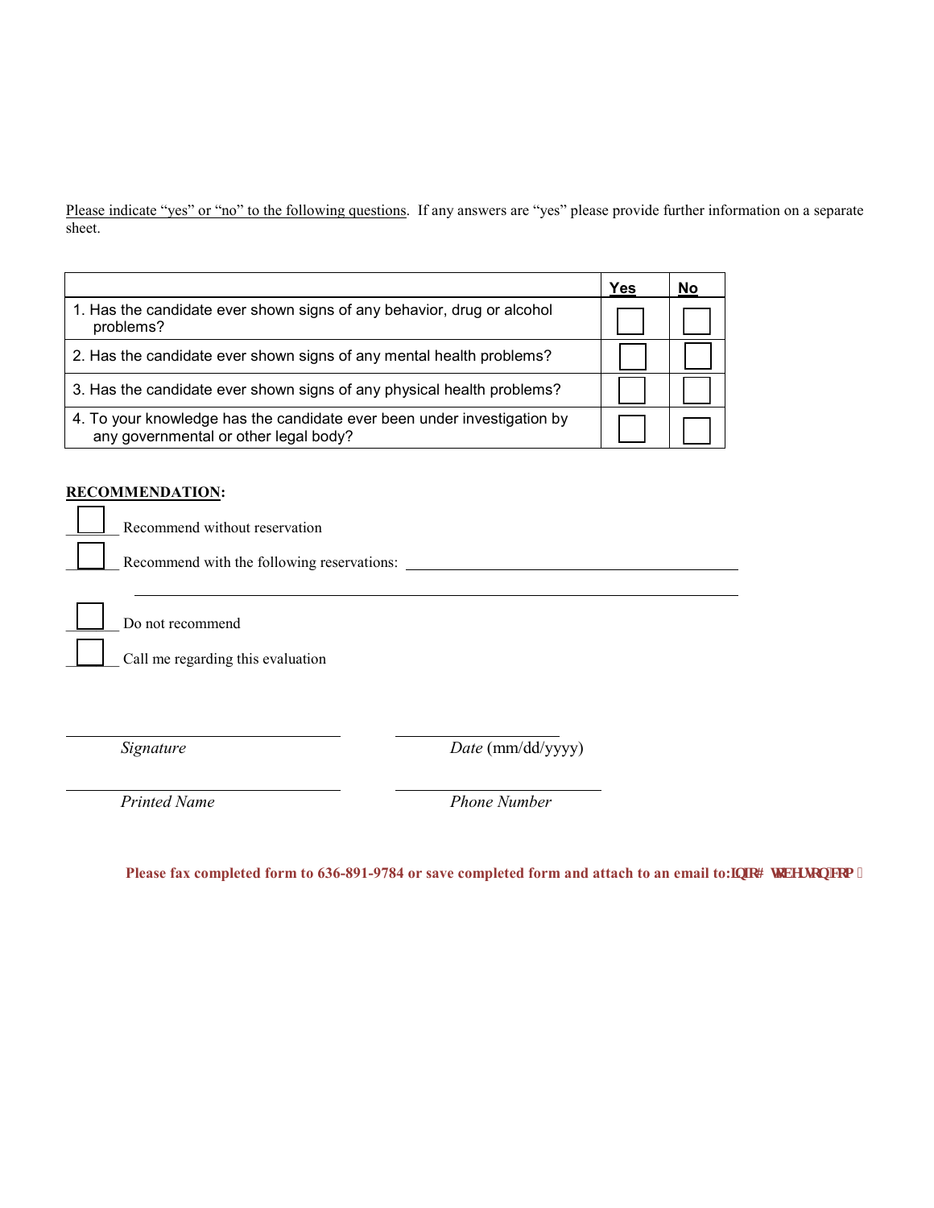Please indicate "yes" or "no" to the following questions. If any answers are "yes" please provide further information on a separate sheet.

| | **Yes** | **No** |
|---|---|---|
| 1. Has the candidate ever shown signs of any behavior, drug or alcohol problems? | ☐ | ☐ |
| 2. Has the candidate ever shown signs of any mental health problems? | ☐ | ☐ |
| 3. Has the candidate ever shown signs of any physical health problems? | ☐ | ☐ |
| 4. To your knowledge has the candidate ever been under investigation by any governmental or other legal body? | ☐ | ☐ |

**RECOMMENDATION:**

☐ Recommend without reservation

☐ Recommend with the following reservations: ______________________________

______________________________________________

☐ Do not recommend

☐ Call me regarding this evaluation

______________________ ______________________

*Signature* *Date* (mm/dd/yyyy)

______________________ ______________________

*Printed Name* *Phone Number*

**Please fax completed form to 636-891-9784 or save completed form and attach to an email to:IQIR# WVEHLVRQIFRP**